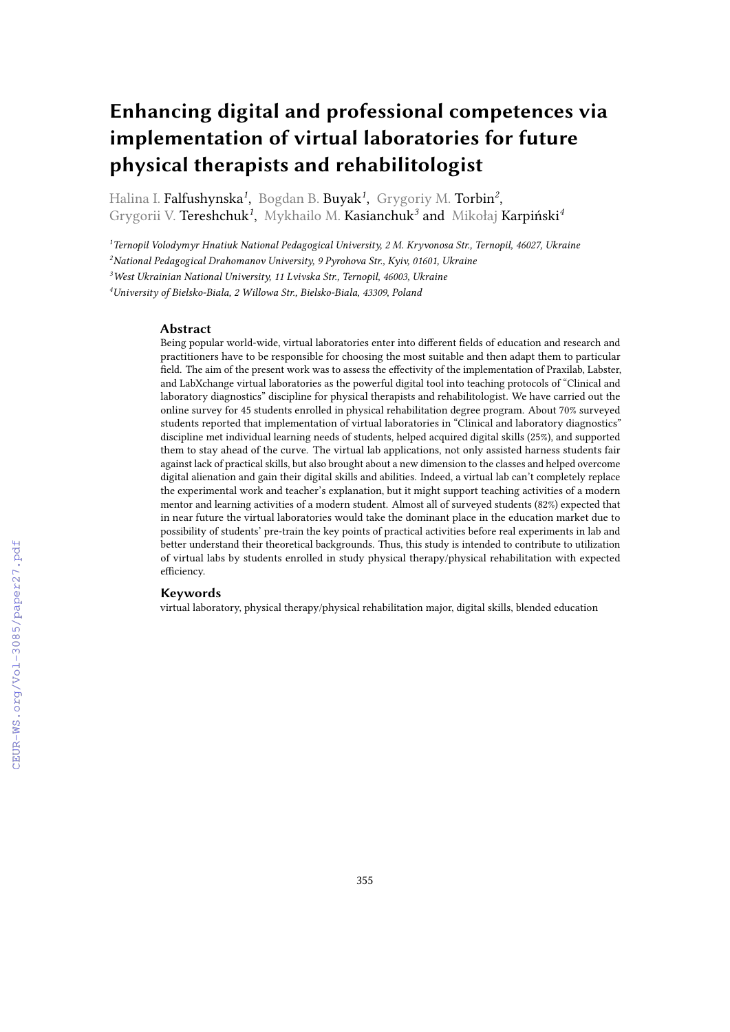# Enhancing digital and professional competences via implementation of virtual laboratories for future physical therapists and rehabilitologist

Halina I. Falfushynska[1], Bogdan B. Buyak[1], Grygoriy M. Torbin[2], Grygorii V. Tereshchuk[1], Mykhailo M. Kasianchuk[3] and Mikołaj Karpiński[4]

[1]*Ternopil Volodymyr Hnatiuk National Pedagogical University, 2 M. Kryvonosa Str., Ternopil, 46027, Ukraine*

[2]*National Pedagogical Drahomanov University, 9 Pyrohova Str., Kyiv, 01601, Ukraine*

[3]*West Ukrainian National University, 11 Lvivska Str., Ternopil, 46003, Ukraine*

[4]*University of Bielsko-Biala, 2 Willowa Str., Bielsko-Biala, 43309, Poland*

## Abstract

Being popular world-wide, virtual laboratories enter into different fields of education and research and practitioners have to be responsible for choosing the most suitable and then adapt them to particular field. The aim of the present work was to assess the effectivity of the implementation of Praxilab, Labster, and LabXchange virtual laboratories as the powerful digital tool into teaching protocols of "Clinical and laboratory diagnostics" discipline for physical therapists and rehabilitologist. We have carried out the online survey for 45 students enrolled in physical rehabilitation degree program. About 70% surveyed students reported that implementation of virtual laboratories in "Clinical and laboratory diagnostics" discipline met individual learning needs of students, helped acquired digital skills (25%), and supported them to stay ahead of the curve. The virtual lab applications, not only assisted harness students fair against lack of practical skills, but also brought about a new dimension to the classes and helped overcome digital alienation and gain their digital skills and abilities. Indeed, a virtual lab can't completely replace the experimental work and teacher's explanation, but it might support teaching activities of a modern mentor and learning activities of a modern student. Almost all of surveyed students (82%) expected that in near future the virtual laboratories would take the dominant place in the education market due to possibility of students' pre-train the key points of practical activities before real experiments in lab and better understand their theoretical backgrounds. Thus, this study is intended to contribute to utilization of virtual labs by students enrolled in study physical therapy/physical rehabilitation with expected efficiency.

## Keywords

virtual laboratory, physical therapy/physical rehabilitation major, digital skills, blended education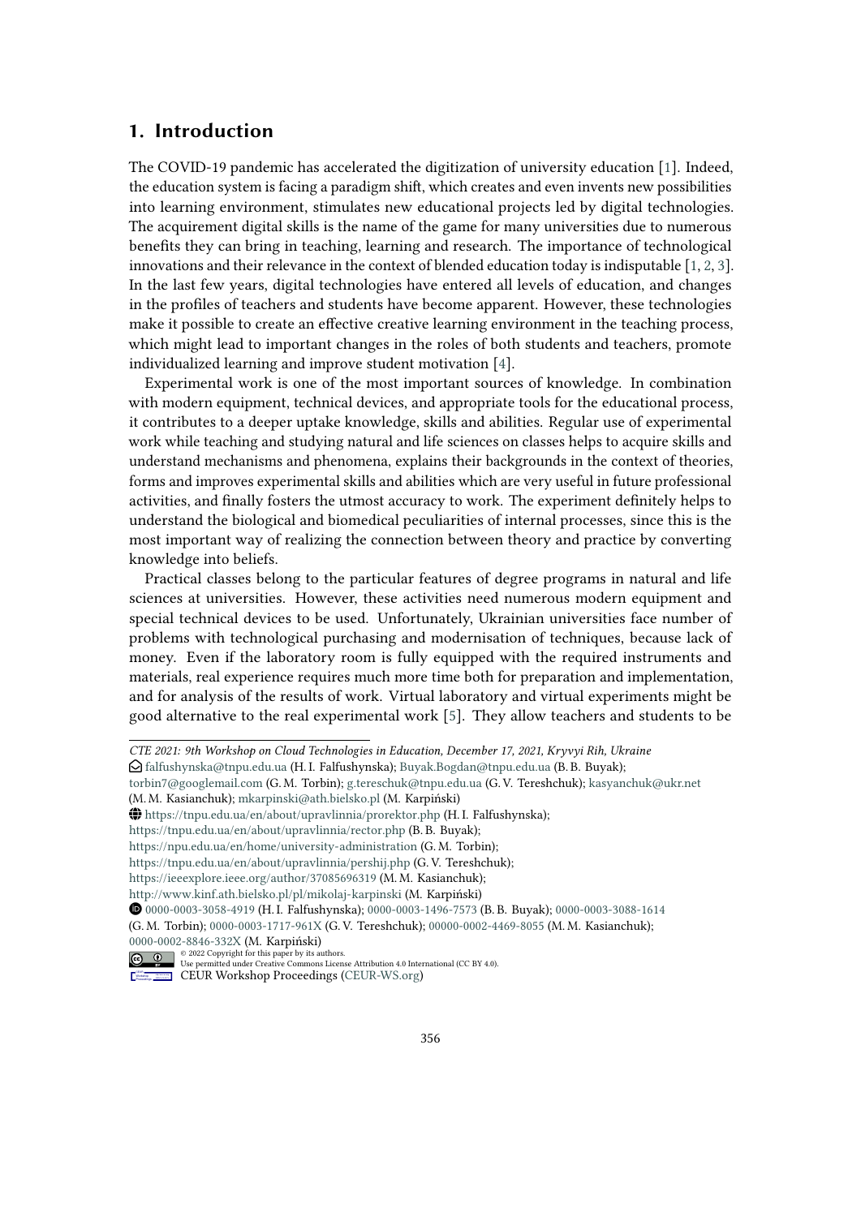## 1. Introduction

The COVID-19 pandemic has accelerated the digitization of university education [1]. Indeed, the education system is facing a paradigm shift, which creates and even invents new possibilities into learning environment, stimulates new educational projects led by digital technologies. The acquirement digital skills is the name of the game for many universities due to numerous benefits they can bring in teaching, learning and research. The importance of technological innovations and their relevance in the context of blended education today is indisputable [1, 2, 3]. In the last few years, digital technologies have entered all levels of education, and changes in the profiles of teachers and students have become apparent. However, these technologies make it possible to create an effective creative learning environment in the teaching process, which might lead to important changes in the roles of both students and teachers, promote individualized learning and improve student motivation [4].

Experimental work is one of the most important sources of knowledge. In combination with modern equipment, technical devices, and appropriate tools for the educational process, it contributes to a deeper uptake knowledge, skills and abilities. Regular use of experimental work while teaching and studying natural and life sciences on classes helps to acquire skills and understand mechanisms and phenomena, explains their backgrounds in the context of theories, forms and improves experimental skills and abilities which are very useful in future professional activities, and finally fosters the utmost accuracy to work. The experiment definitely helps to understand the biological and biomedical peculiarities of internal processes, since this is the most important way of realizing the connection between theory and practice by converting knowledge into beliefs.

Practical classes belong to the particular features of degree programs in natural and life sciences at universities. However, these activities need numerous modern equipment and special technical devices to be used. Unfortunately, Ukrainian universities face number of problems with technological purchasing and modernisation of techniques, because lack of money. Even if the laboratory room is fully equipped with the required instruments and materials, real experience requires much more time both for preparation and implementation, and for analysis of the results of work. Virtual laboratory and virtual experiments might be good alternative to the real experimental work [5]. They allow teachers and students to be

---

*CTE 2021: 9th Workshop on Cloud Technologies in Education, December 17, 2021, Kryvyi Rih, Ukraine*

falfushynska@tnpu.edu.ua (H. I. Falfushynska); Buyak.Bogdan@tnpu.edu.ua (B. B. Buyak); torbin7@googlemail.com (G. M. Torbin); g.tereschuk@tnpu.edu.ua (G. V. Tereshchuk); kasyanchuk@ukr.net (M. M. Kasianchuk); mkarpinski@ath.bielsko.pl (M. Karpiński)

https://tnpu.edu.ua/en/about/upravlinnia/prorektor.php (H. I. Falfushynska); https://tnpu.edu.ua/en/about/upravlinnia/rector.php (B. B. Buyak); https://npu.edu.ua/en/home/university-administration (G. M. Torbin); https://tnpu.edu.ua/en/about/upravlinnia/pershij.php (G. V. Tereshchuk); https://ieeexplore.ieee.org/author/37085696319 (M. M. Kasianchuk); http://www.kinf.ath.bielsko.pl/pl/mikolaj-karpinski (M. Karpiński)

0000-0003-3058-4919 (H. I. Falfushynska); 0000-0003-1496-7573 (B. B. Buyak); 0000-0003-3088-1614 (G. M. Torbin); 0000-0003-1717-961X (G. V. Tereshchuk); 00000-0002-4469-8055 (M. M. Kasianchuk); 0000-0002-8846-332X (M. Karpiński)

© 2022 Copyright for this paper by its authors. Use permitted under Creative Commons License Attribution 4.0 International (CC BY 4.0).

CEUR Workshop Proceedings (CEUR-WS.org)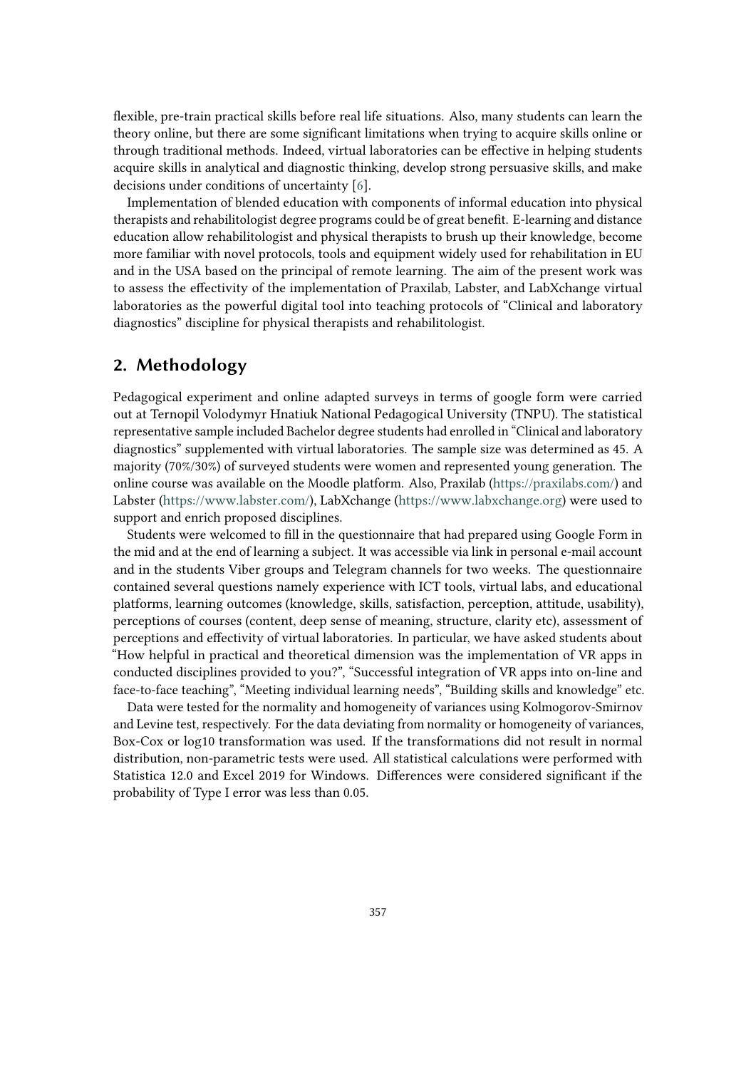flexible, pre-train practical skills before real life situations. Also, many students can learn the theory online, but there are some significant limitations when trying to acquire skills online or through traditional methods. Indeed, virtual laboratories can be effective in helping students acquire skills in analytical and diagnostic thinking, develop strong persuasive skills, and make decisions under conditions of uncertainty [6].

Implementation of blended education with components of informal education into physical therapists and rehabilitologist degree programs could be of great benefit. E-learning and distance education allow rehabilitologist and physical therapists to brush up their knowledge, become more familiar with novel protocols, tools and equipment widely used for rehabilitation in EU and in the USA based on the principal of remote learning. The aim of the present work was to assess the effectivity of the implementation of Praxilab, Labster, and LabXchange virtual laboratories as the powerful digital tool into teaching protocols of "Clinical and laboratory diagnostics" discipline for physical therapists and rehabilitologist.

## 2. Methodology

Pedagogical experiment and online adapted surveys in terms of google form were carried out at Ternopil Volodymyr Hnatiuk National Pedagogical University (TNPU). The statistical representative sample included Bachelor degree students had enrolled in "Clinical and laboratory diagnostics" supplemented with virtual laboratories. The sample size was determined as 45. A majority (70%/30%) of surveyed students were women and represented young generation. The online course was available on the Moodle platform. Also, Praxilab (https://praxilabs.com/) and Labster (https://www.labster.com/), LabXchange (https://www.labxchange.org) were used to support and enrich proposed disciplines.

Students were welcomed to fill in the questionnaire that had prepared using Google Form in the mid and at the end of learning a subject. It was accessible via link in personal e-mail account and in the students Viber groups and Telegram channels for two weeks. The questionnaire contained several questions namely experience with ICT tools, virtual labs, and educational platforms, learning outcomes (knowledge, skills, satisfaction, perception, attitude, usability), perceptions of courses (content, deep sense of meaning, structure, clarity etc), assessment of perceptions and effectivity of virtual laboratories. In particular, we have asked students about "How helpful in practical and theoretical dimension was the implementation of VR apps in conducted disciplines provided to you?", "Successful integration of VR apps into on-line and face-to-face teaching", "Meeting individual learning needs", "Building skills and knowledge" etc.

Data were tested for the normality and homogeneity of variances using Kolmogorov-Smirnov and Levine test, respectively. For the data deviating from normality or homogeneity of variances, Box-Cox or log10 transformation was used. If the transformations did not result in normal distribution, non-parametric tests were used. All statistical calculations were performed with Statistica 12.0 and Excel 2019 for Windows. Differences were considered significant if the probability of Type I error was less than 0.05.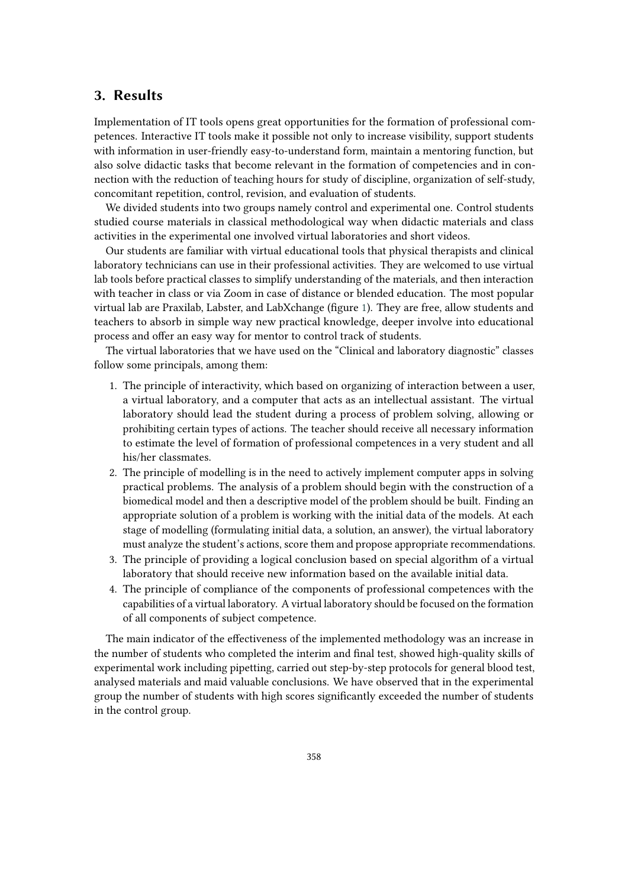## 3. Results

Implementation of IT tools opens great opportunities for the formation of professional competences. Interactive IT tools make it possible not only to increase visibility, support students with information in user-friendly easy-to-understand form, maintain a mentoring function, but also solve didactic tasks that become relevant in the formation of competencies and in connection with the reduction of teaching hours for study of discipline, organization of self-study, concomitant repetition, control, revision, and evaluation of students.

We divided students into two groups namely control and experimental one. Control students studied course materials in classical methodological way when didactic materials and class activities in the experimental one involved virtual laboratories and short videos.

Our students are familiar with virtual educational tools that physical therapists and clinical laboratory technicians can use in their professional activities. They are welcomed to use virtual lab tools before practical classes to simplify understanding of the materials, and then interaction with teacher in class or via Zoom in case of distance or blended education. The most popular virtual lab are Praxilab, Labster, and LabXchange (figure 1). They are free, allow students and teachers to absorb in simple way new practical knowledge, deeper involve into educational process and offer an easy way for mentor to control track of students.

The virtual laboratories that we have used on the "Clinical and laboratory diagnostic" classes follow some principals, among them:

1. The principle of interactivity, which based on organizing of interaction between a user, a virtual laboratory, and a computer that acts as an intellectual assistant. The virtual laboratory should lead the student during a process of problem solving, allowing or prohibiting certain types of actions. The teacher should receive all necessary information to estimate the level of formation of professional competences in a very student and all his/her classmates.
2. The principle of modelling is in the need to actively implement computer apps in solving practical problems. The analysis of a problem should begin with the construction of a biomedical model and then a descriptive model of the problem should be built. Finding an appropriate solution of a problem is working with the initial data of the models. At each stage of modelling (formulating initial data, a solution, an answer), the virtual laboratory must analyze the student's actions, score them and propose appropriate recommendations.
3. The principle of providing a logical conclusion based on special algorithm of a virtual laboratory that should receive new information based on the available initial data.
4. The principle of compliance of the components of professional competences with the capabilities of a virtual laboratory. A virtual laboratory should be focused on the formation of all components of subject competence.

The main indicator of the effectiveness of the implemented methodology was an increase in the number of students who completed the interim and final test, showed high-quality skills of experimental work including pipetting, carried out step-by-step protocols for general blood test, analysed materials and maid valuable conclusions. We have observed that in the experimental group the number of students with high scores significantly exceeded the number of students in the control group.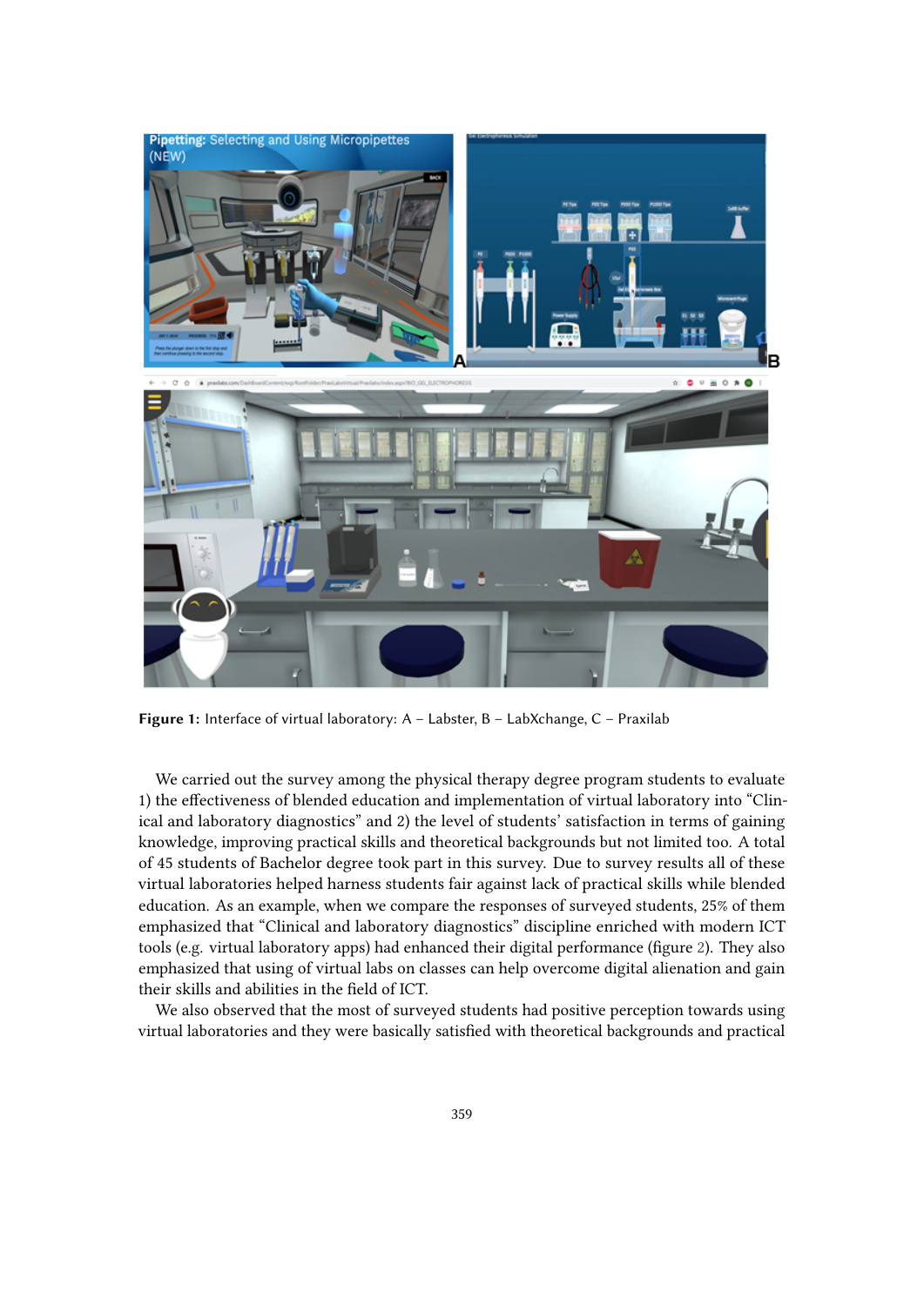**Figure 1:** Interface of virtual laboratory: A – Labster, B – LabXchange, C – Praxilab

We carried out the survey among the physical therapy degree program students to evaluate 1) the effectiveness of blended education and implementation of virtual laboratory into "Clinical and laboratory diagnostics" and 2) the level of students' satisfaction in terms of gaining knowledge, improving practical skills and theoretical backgrounds but not limited too. A total of 45 students of Bachelor degree took part in this survey. Due to survey results all of these virtual laboratories helped harness students fair against lack of practical skills while blended education. As an example, when we compare the responses of surveyed students, 25% of them emphasized that "Clinical and laboratory diagnostics" discipline enriched with modern ICT tools (e.g. virtual laboratory apps) had enhanced their digital performance (figure 2). They also emphasized that using of virtual labs on classes can help overcome digital alienation and gain their skills and abilities in the field of ICT.

We also observed that the most of surveyed students had positive perception towards using virtual laboratories and they were basically satisfied with theoretical backgrounds and practical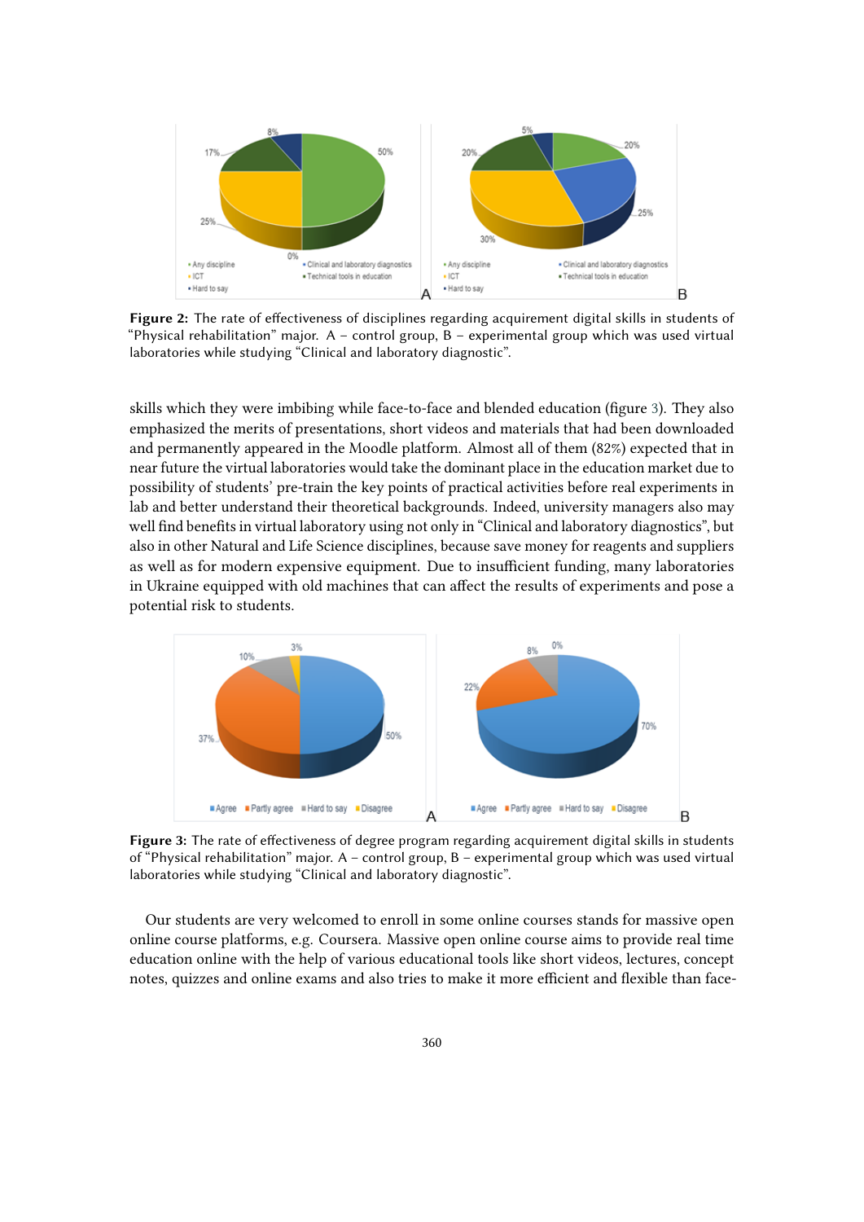**Figure 2:** The rate of effectiveness of disciplines regarding acquirement digital skills in students of "Physical rehabilitation" major. A – control group, B – experimental group which was used virtual laboratories while studying "Clinical and laboratory diagnostic".

skills which they were imbibing while face-to-face and blended education (figure 3). They also emphasized the merits of presentations, short videos and materials that had been downloaded and permanently appeared in the Moodle platform. Almost all of them (82%) expected that in near future the virtual laboratories would take the dominant place in the education market due to possibility of students' pre-train the key points of practical activities before real experiments in lab and better understand their theoretical backgrounds. Indeed, university managers also may well find benefits in virtual laboratory using not only in "Clinical and laboratory diagnostics", but also in other Natural and Life Science disciplines, because save money for reagents and suppliers as well as for modern expensive equipment. Due to insufficient funding, many laboratories in Ukraine equipped with old machines that can affect the results of experiments and pose a potential risk to students.

**Figure 3:** The rate of effectiveness of degree program regarding acquirement digital skills in students of "Physical rehabilitation" major. A – control group, B – experimental group which was used virtual laboratories while studying "Clinical and laboratory diagnostic".

Our students are very welcomed to enroll in some online courses stands for massive open online course platforms, e.g. Coursera. Massive open online course aims to provide real time education online with the help of various educational tools like short videos, lectures, concept notes, quizzes and online exams and also tries to make it more efficient and flexible than face-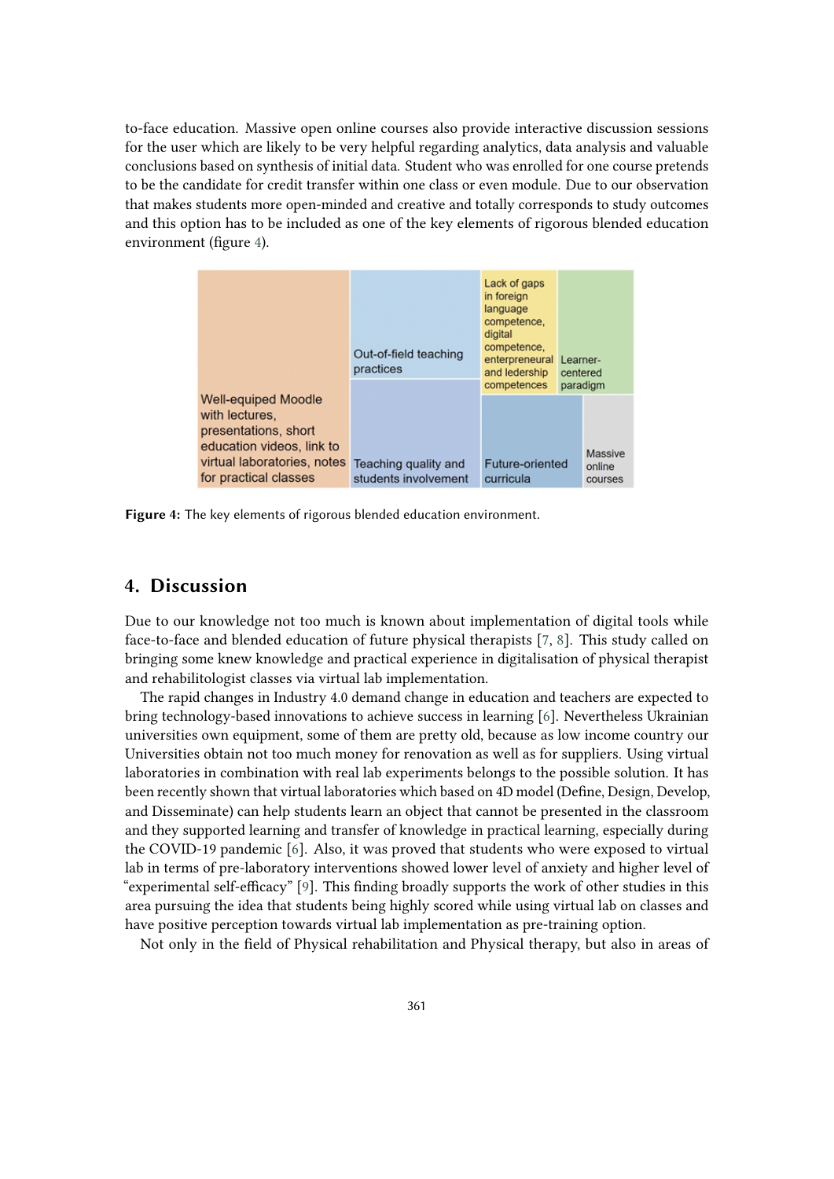to-face education. Massive open online courses also provide interactive discussion sessions for the user which are likely to be very helpful regarding analytics, data analysis and valuable conclusions based on synthesis of initial data. Student who was enrolled for one course pretends to be the candidate for credit transfer within one class or even module. Due to our observation that makes students more open-minded and creative and totally corresponds to study outcomes and this option has to be included as one of the key elements of rigorous blended education environment (figure 4).

Well-equiped Moodle with lectures, presentations, short education videos, link to virtual laboratories, notes for practical classes

Out-of-field teaching practices

Teaching quality and students involvement

Lack of gaps in foreign language competence, digital competence, enterpreneural and ledership competences

Learner-centered paradigm

Future-oriented curricula

Massive online courses

**Figure 4:** The key elements of rigorous blended education environment.

## 4. Discussion

Due to our knowledge not too much is known about implementation of digital tools while face-to-face and blended education of future physical therapists [7, 8]. This study called on bringing some knew knowledge and practical experience in digitalisation of physical therapist and rehabilitologist classes via virtual lab implementation.

The rapid changes in Industry 4.0 demand change in education and teachers are expected to bring technology-based innovations to achieve success in learning [6]. Nevertheless Ukrainian universities own equipment, some of them are pretty old, because as low income country our Universities obtain not too much money for renovation as well as for suppliers. Using virtual laboratories in combination with real lab experiments belongs to the possible solution. It has been recently shown that virtual laboratories which based on 4D model (Define, Design, Develop, and Disseminate) can help students learn an object that cannot be presented in the classroom and they supported learning and transfer of knowledge in practical learning, especially during the COVID-19 pandemic [6]. Also, it was proved that students who were exposed to virtual lab in terms of pre-laboratory interventions showed lower level of anxiety and higher level of "experimental self-efficacy" [9]. This finding broadly supports the work of other studies in this area pursuing the idea that students being highly scored while using virtual lab on classes and have positive perception towards virtual lab implementation as pre-training option.

Not only in the field of Physical rehabilitation and Physical therapy, but also in areas of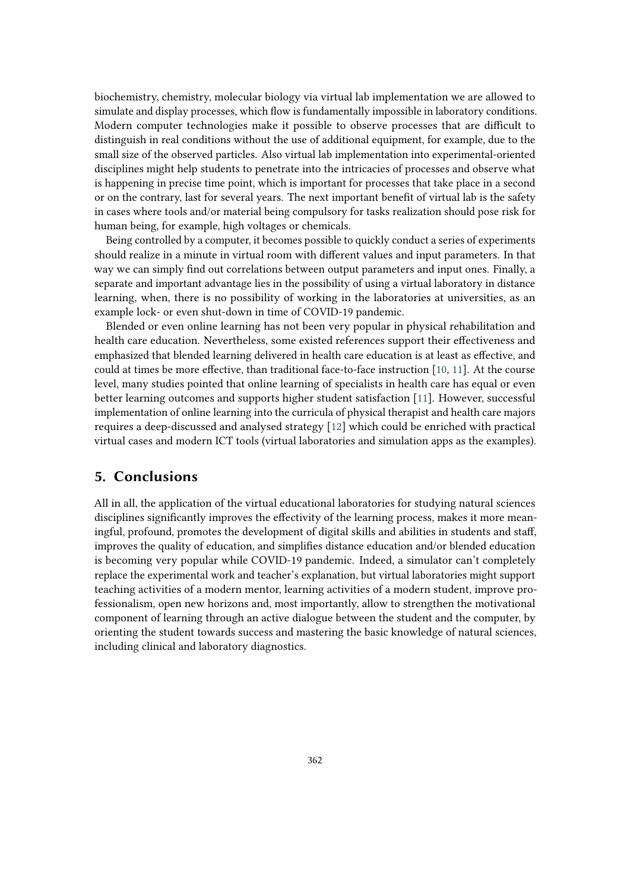biochemistry, chemistry, molecular biology via virtual lab implementation we are allowed to simulate and display processes, which flow is fundamentally impossible in laboratory conditions. Modern computer technologies make it possible to observe processes that are difficult to distinguish in real conditions without the use of additional equipment, for example, due to the small size of the observed particles. Also virtual lab implementation into experimental-oriented disciplines might help students to penetrate into the intricacies of processes and observe what is happening in precise time point, which is important for processes that take place in a second or on the contrary, last for several years. The next important benefit of virtual lab is the safety in cases where tools and/or material being compulsory for tasks realization should pose risk for human being, for example, high voltages or chemicals.

Being controlled by a computer, it becomes possible to quickly conduct a series of experiments should realize in a minute in virtual room with different values and input parameters. In that way we can simply find out correlations between output parameters and input ones. Finally, a separate and important advantage lies in the possibility of using a virtual laboratory in distance learning, when, there is no possibility of working in the laboratories at universities, as an example lock- or even shut-down in time of COVID-19 pandemic.

Blended or even online learning has not been very popular in physical rehabilitation and health care education. Nevertheless, some existed references support their effectiveness and emphasized that blended learning delivered in health care education is at least as effective, and could at times be more effective, than traditional face-to-face instruction [10, 11]. At the course level, many studies pointed that online learning of specialists in health care has equal or even better learning outcomes and supports higher student satisfaction [11]. However, successful implementation of online learning into the curricula of physical therapist and health care majors requires a deep-discussed and analysed strategy [12] which could be enriched with practical virtual cases and modern ICT tools (virtual laboratories and simulation apps as the examples).

## 5. Conclusions

All in all, the application of the virtual educational laboratories for studying natural sciences disciplines significantly improves the effectivity of the learning process, makes it more meaningful, profound, promotes the development of digital skills and abilities in students and staff, improves the quality of education, and simplifies distance education and/or blended education is becoming very popular while COVID-19 pandemic. Indeed, a simulator can't completely replace the experimental work and teacher's explanation, but virtual laboratories might support teaching activities of a modern mentor, learning activities of a modern student, improve professionalism, open new horizons and, most importantly, allow to strengthen the motivational component of learning through an active dialogue between the student and the computer, by orienting the student towards success and mastering the basic knowledge of natural sciences, including clinical and laboratory diagnostics.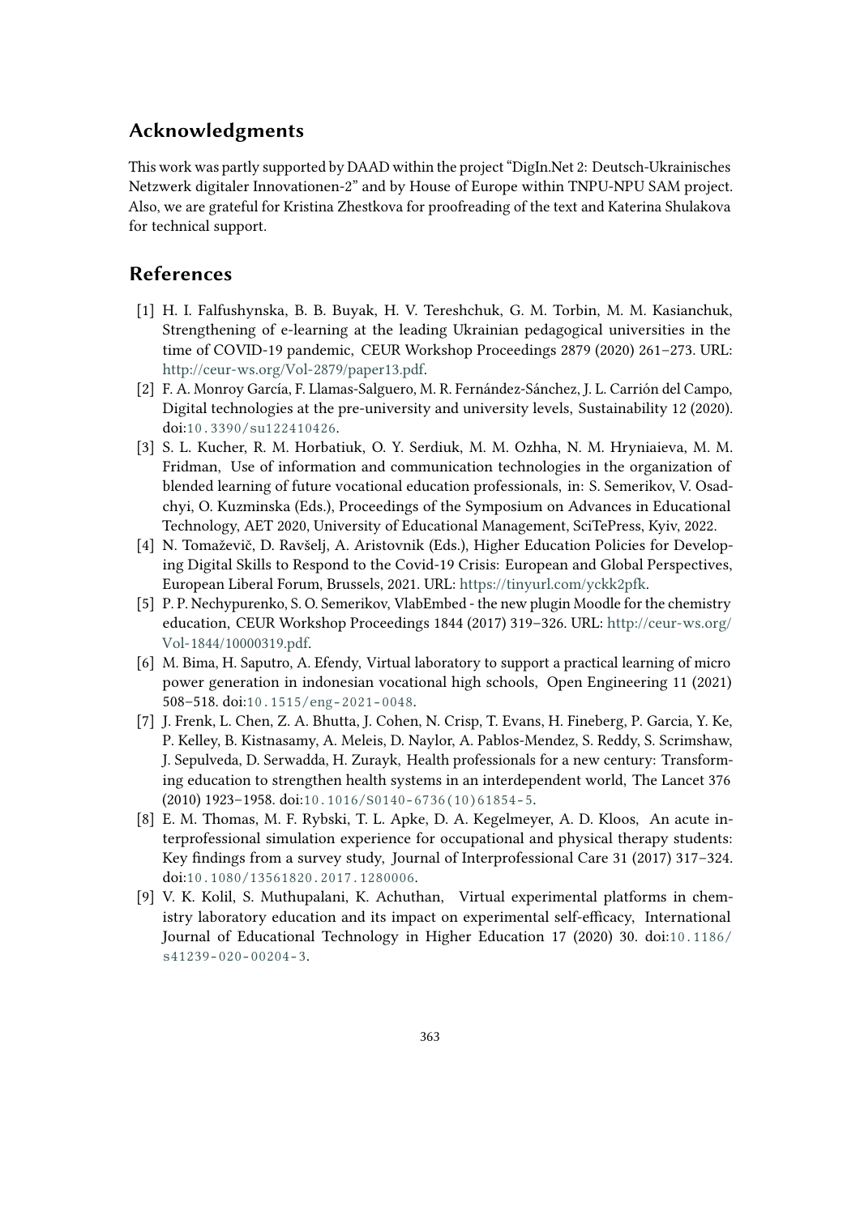## Acknowledgments

This work was partly supported by DAAD within the project "DigIn.Net 2: Deutsch-Ukrainisches Netzwerk digitaler Innovationen-2" and by House of Europe within TNPU-NPU SAM project. Also, we are grateful for Kristina Zhestkova for proofreading of the text and Katerina Shulakova for technical support.

## References

[1] H. I. Falfushynska, B. B. Buyak, H. V. Tereshchuk, G. M. Torbin, M. M. Kasianchuk, Strengthening of e-learning at the leading Ukrainian pedagogical universities in the time of COVID-19 pandemic, CEUR Workshop Proceedings 2879 (2020) 261–273. URL: http://ceur-ws.org/Vol-2879/paper13.pdf.

[2] F. A. Monroy García, F. Llamas-Salguero, M. R. Fernández-Sánchez, J. L. Carrión del Campo, Digital technologies at the pre-university and university levels, Sustainability 12 (2020). doi:10.3390/su122410426.

[3] S. L. Kucher, R. M. Horbatiuk, O. Y. Serdiuk, M. M. Ozhha, N. M. Hryniaieva, M. M. Fridman, Use of information and communication technologies in the organization of blended learning of future vocational education professionals, in: S. Semerikov, V. Osadchyi, O. Kuzminska (Eds.), Proceedings of the Symposium on Advances in Educational Technology, AET 2020, University of Educational Management, SciTePress, Kyiv, 2022.

[4] N. Tomaževič, D. Ravšelj, A. Aristovnik (Eds.), Higher Education Policies for Developing Digital Skills to Respond to the Covid-19 Crisis: European and Global Perspectives, European Liberal Forum, Brussels, 2021. URL: https://tinyurl.com/yckk2pfk.

[5] P. P. Nechypurenko, S. O. Semerikov, VlabEmbed - the new plugin Moodle for the chemistry education, CEUR Workshop Proceedings 1844 (2017) 319–326. URL: http://ceur-ws.org/Vol-1844/10000319.pdf.

[6] M. Bima, H. Saputro, A. Efendy, Virtual laboratory to support a practical learning of micro power generation in indonesian vocational high schools, Open Engineering 11 (2021) 508–518. doi:10.1515/eng-2021-0048.

[7] J. Frenk, L. Chen, Z. A. Bhutta, J. Cohen, N. Crisp, T. Evans, H. Fineberg, P. Garcia, Y. Ke, P. Kelley, B. Kistnasamy, A. Meleis, D. Naylor, A. Pablos-Mendez, S. Reddy, S. Scrimshaw, J. Sepulveda, D. Serwadda, H. Zurayk, Health professionals for a new century: Transforming education to strengthen health systems in an interdependent world, The Lancet 376 (2010) 1923–1958. doi:10.1016/S0140-6736(10)61854-5.

[8] E. M. Thomas, M. F. Rybski, T. L. Apke, D. A. Kegelmeyer, A. D. Kloos, An acute interprofessional simulation experience for occupational and physical therapy students: Key findings from a survey study, Journal of Interprofessional Care 31 (2017) 317–324. doi:10.1080/13561820.2017.1280006.

[9] V. K. Kolil, S. Muthupalani, K. Achuthan, Virtual experimental platforms in chemistry laboratory education and its impact on experimental self-efficacy, International Journal of Educational Technology in Higher Education 17 (2020) 30. doi:10.1186/s41239-020-00204-3.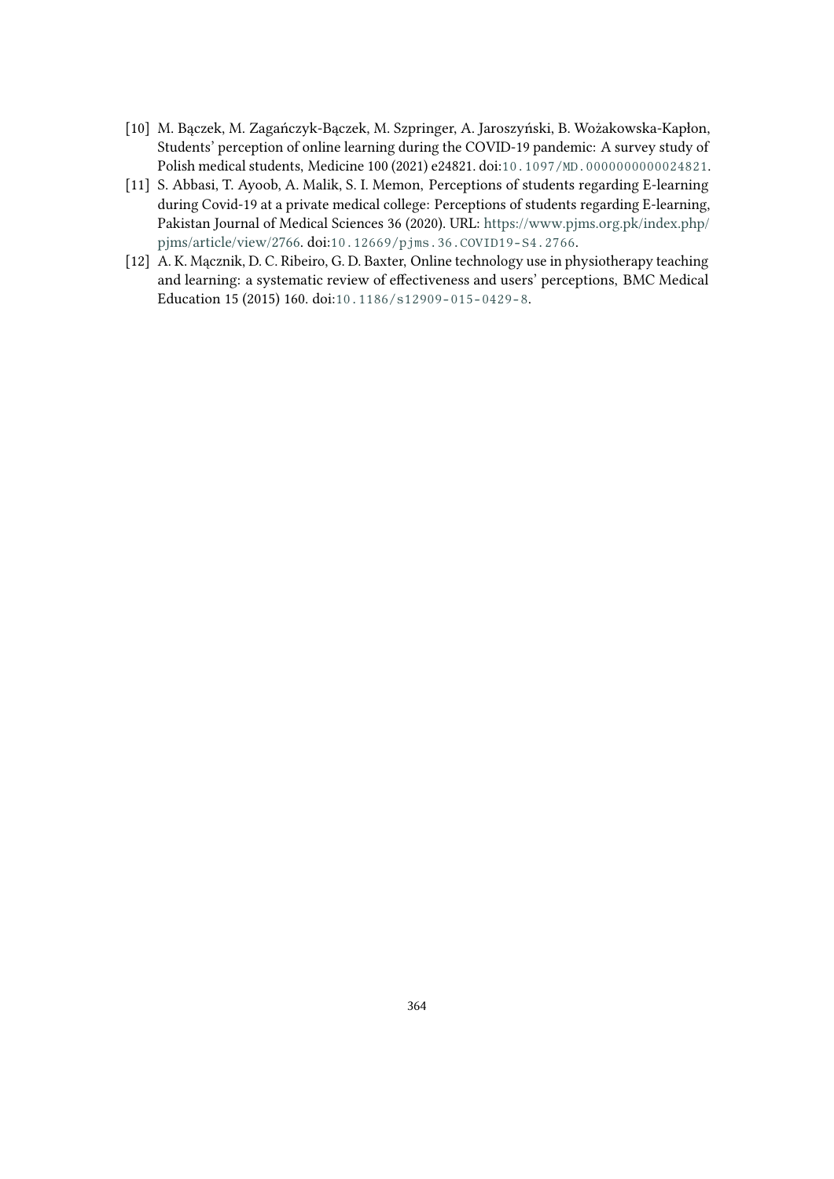[10] M. Bączek, M. Zagańczyk-Bączek, M. Szpringer, A. Jaroszyński, B. Wożakowska-Kapłon, Students' perception of online learning during the COVID-19 pandemic: A survey study of Polish medical students, Medicine 100 (2021) e24821. doi:10.1097/MD.0000000000024821.

[11] S. Abbasi, T. Ayoob, A. Malik, S. I. Memon, Perceptions of students regarding E-learning during Covid-19 at a private medical college: Perceptions of students regarding E-learning, Pakistan Journal of Medical Sciences 36 (2020). URL: https://www.pjms.org.pk/index.php/pjms/article/view/2766. doi:10.12669/pjms.36.COVID19-S4.2766.

[12] A. K. Mącznik, D. C. Ribeiro, G. D. Baxter, Online technology use in physiotherapy teaching and learning: a systematic review of effectiveness and users' perceptions, BMC Medical Education 15 (2015) 160. doi:10.1186/s12909-015-0429-8.